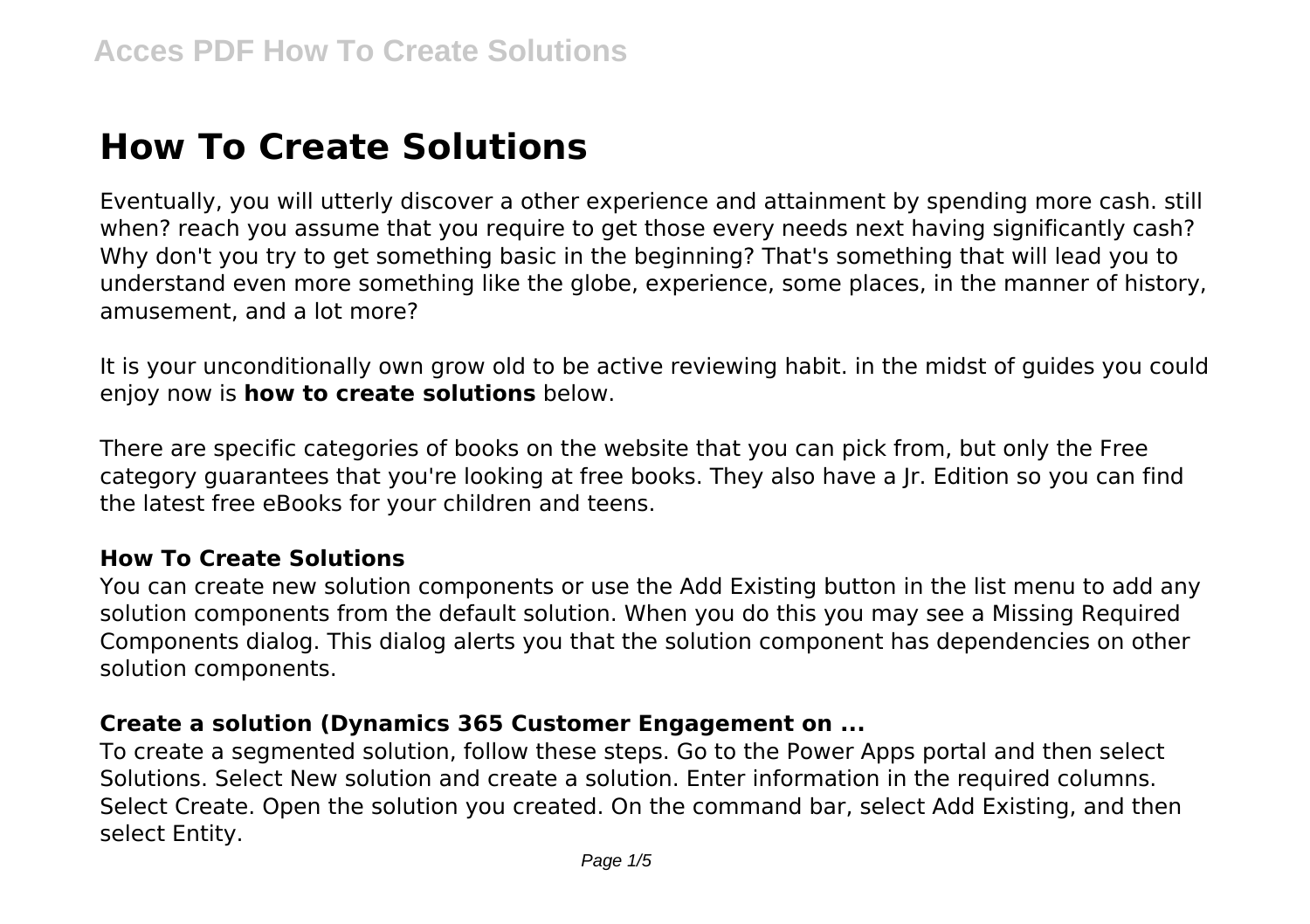# How To Create Solutions

Eventually, you will utterly discover a other experience and attainment by spending more cash. still when? reach you assume that you require to get those every needs next having significantly cash? Why don't you try to get something basic in the beginning? That's something that will lead you to understand even more something like the globe, experience, some places, in the manner of history, amusement, and a lot more?

It is your unconditionally own grow old to be active reviewing habit. in the midst of guides you could enjoy now is **how to create solutions** below.

There are specific categories of books on the website that you can pick from, but only the Free category guarantees that you're looking at free books. They also have a Jr. Edition so you can find the latest free eBooks for your children and teens.

### How To Create Solutions

You can create new solution components or use the Add Existing button in the list menu to add any solution components from the default solution. When you do this you may see a Missing Required Components dialog. This dialog alerts you that the solution component has dependencies on other solution components.

### Create a solution (Dynamics 365 Customer Engagement on ...

To create a segmented solution, follow these steps. Go to the Power Apps portal and then select Solutions. Select New solution and create a solution. Enter information in the required columns. Select Create. Open the solution you created. On the command bar, select Add Existing, and then select Entity.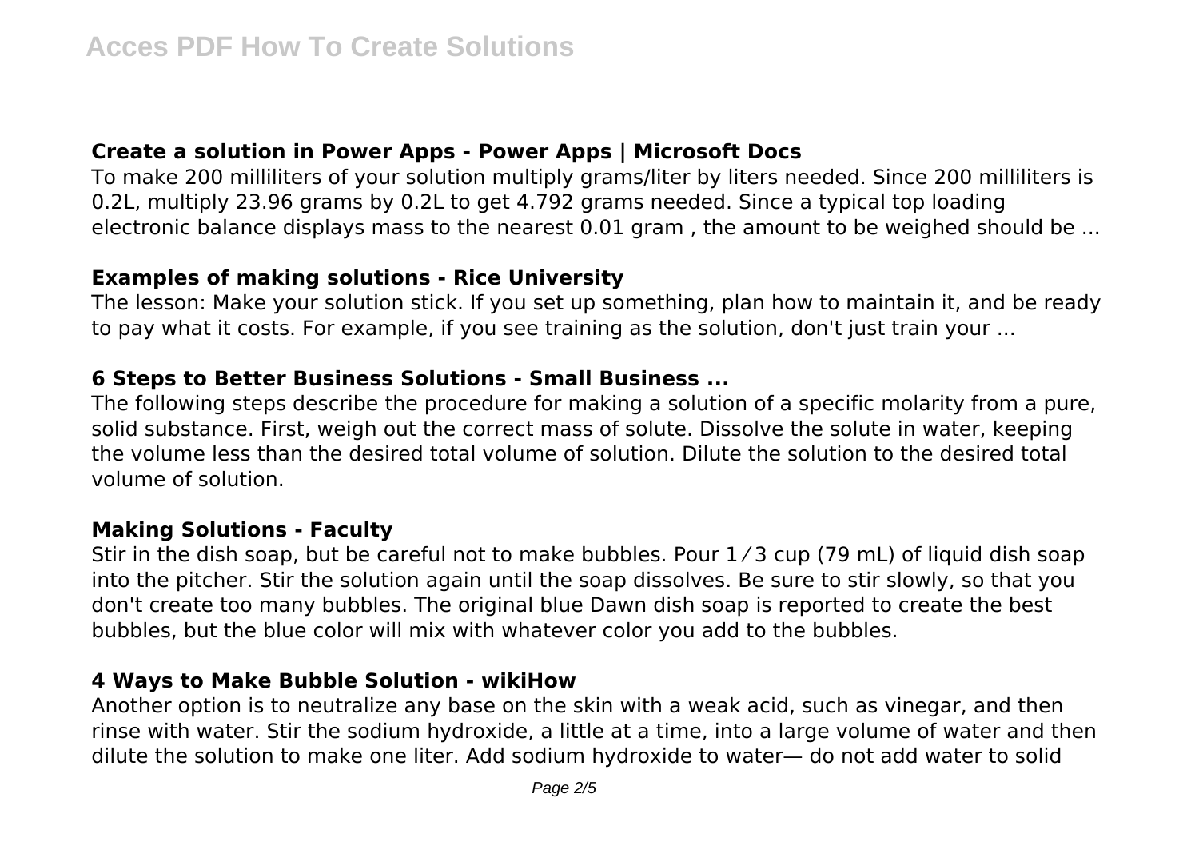### Create a solution in Power Apps - Power Apps | Microsoft Docs

To make 200 milliliters of your solution multiply grams/liter by liters needed. Since 200 milliliters is 0.2L, multiply 23.96 grams by 0.2L to get 4.792 grams needed. Since a typical top loading electronic balance displays mass to the nearest 0.01 gram , the amount to be weighed should be ...

### Examples of making solutions - Rice University

The lesson: Make your solution stick. If you set up something, plan how to maintain it, and be ready to pay what it costs. For example, if you see training as the solution, don't just train your ...

### 6 Steps to Better Business Solutions - Small Business ...

The following steps describe the procedure for making a solution of a specific molarity from a pure, solid substance. First, weigh out the correct mass of solute. Dissolve the solute in water, keeping the volume less than the desired total volume of solution. Dilute the solution to the desired total volume of solution.

### Making Solutions - Faculty

Stir in the dish soap, but be careful not to make bubbles. Pour 1 ⁄ 3 cup (79 mL) of liquid dish soap into the pitcher. Stir the solution again until the soap dissolves. Be sure to stir slowly, so that you don't create too many bubbles. The original blue Dawn dish soap is reported to create the best bubbles, but the blue color will mix with whatever color you add to the bubbles.

### 4 Ways to Make Bubble Solution - wikiHow

Another option is to neutralize any base on the skin with a weak acid, such as vinegar, and then rinse with water. Stir the sodium hydroxide, a little at a time, into a large volume of water and then dilute the solution to make one liter. Add sodium hydroxide to water— do not add water to solid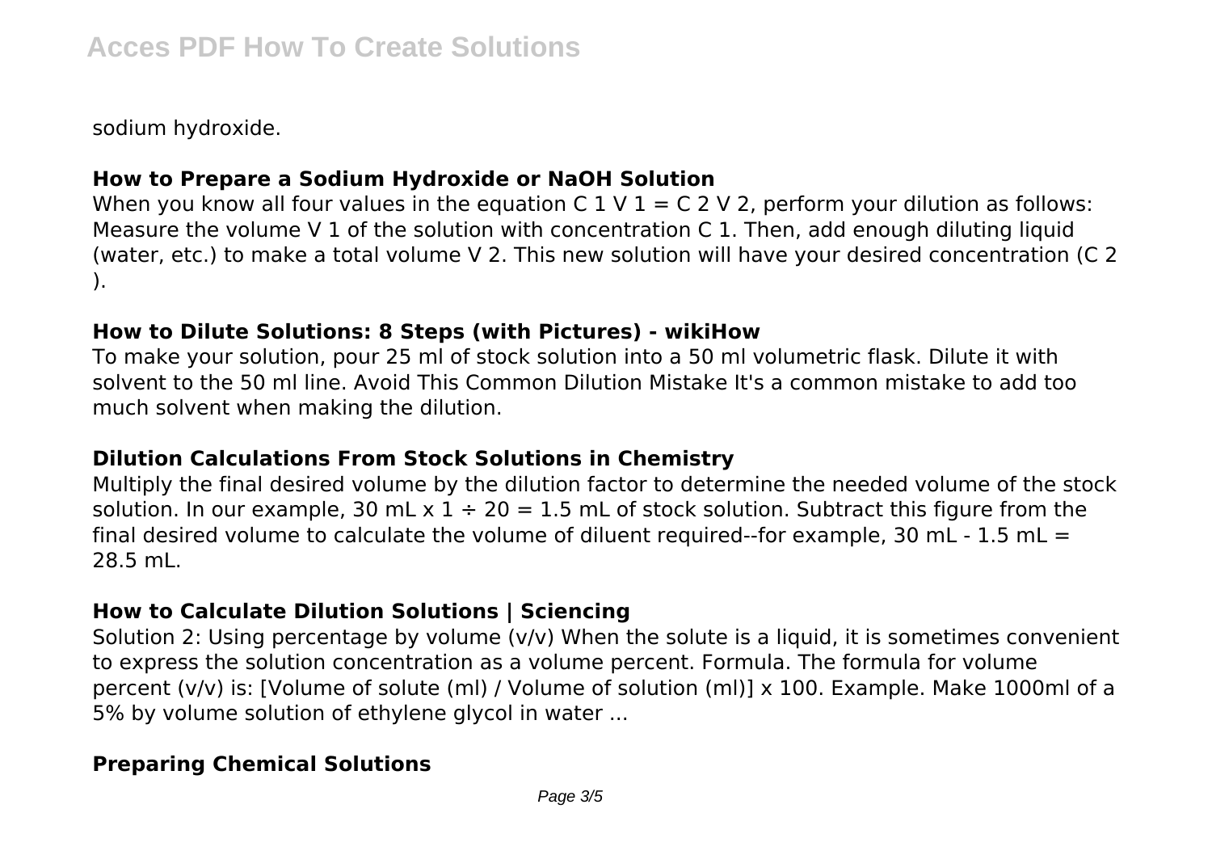sodium hydroxide.

### How to Prepare a Sodium Hydroxide or NaOH Solution

When you know all four values in the equation $C_1 V_1 = C_2 V_2$, perform your dilution as follows: Measure the volume $V_1$ of the solution with concentration $C_1$. Then, add enough diluting liquid (water, etc.) to make a total volume $V_2$. This new solution will have your desired concentration ($C_2$).

### How to Dilute Solutions: 8 Steps (with Pictures) - wikiHow

To make your solution, pour 25 ml of stock solution into a 50 ml volumetric flask. Dilute it with solvent to the 50 ml line. Avoid This Common Dilution Mistake It's a common mistake to add too much solvent when making the dilution.

### Dilution Calculations From Stock Solutions in Chemistry

Multiply the final desired volume by the dilution factor to determine the needed volume of the stock solution. In our example, $30 \text{ mL} \times 1 \div 20 = 1.5 \text{ mL}$ of stock solution. Subtract this figure from the final desired volume to calculate the volume of diluent required--for example, $30 \text{ mL} - 1.5 \text{ mL} = 28.5 \text{ mL}$.

### How to Calculate Dilution Solutions | Sciencing

Solution 2: Using percentage by volume (v/v) When the solute is a liquid, it is sometimes convenient to express the solution concentration as a volume percent. Formula. The formula for volume percent (v/v) is: [Volume of solute (ml) / Volume of solution (ml)] x 100. Example. Make 1000ml of a 5% by volume solution of ethylene glycol in water ...

### Preparing Chemical Solutions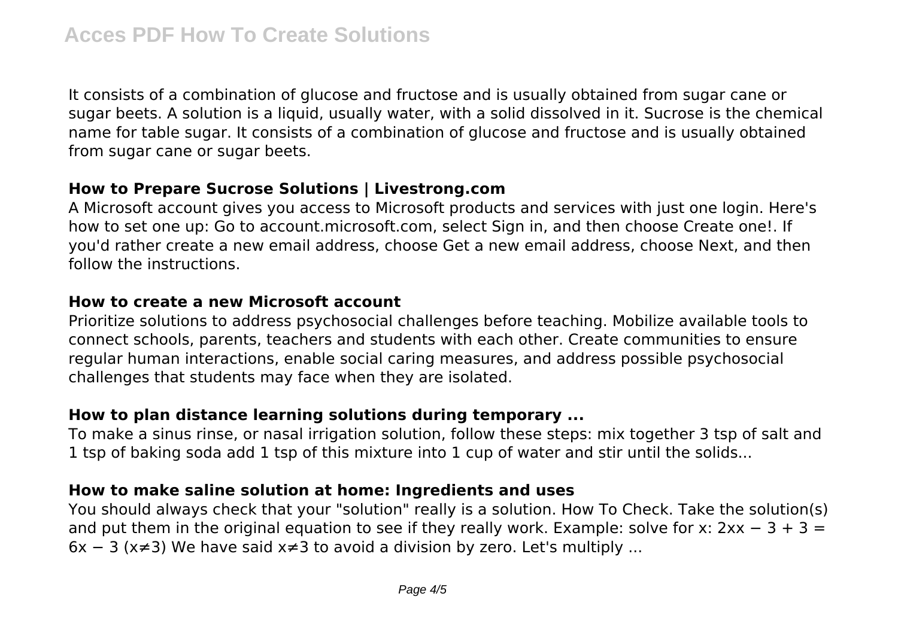It consists of a combination of glucose and fructose and is usually obtained from sugar cane or sugar beets. A solution is a liquid, usually water, with a solid dissolved in it. Sucrose is the chemical name for table sugar. It consists of a combination of glucose and fructose and is usually obtained from sugar cane or sugar beets.

### How to Prepare Sucrose Solutions | Livestrong.com

A Microsoft account gives you access to Microsoft products and services with just one login. Here's how to set one up: Go to account.microsoft.com, select Sign in, and then choose Create one!. If you'd rather create a new email address, choose Get a new email address, choose Next, and then follow the instructions.

### How to create a new Microsoft account

Prioritize solutions to address psychosocial challenges before teaching. Mobilize available tools to connect schools, parents, teachers and students with each other. Create communities to ensure regular human interactions, enable social caring measures, and address possible psychosocial challenges that students may face when they are isolated.

### How to plan distance learning solutions during temporary ...

To make a sinus rinse, or nasal irrigation solution, follow these steps: mix together 3 tsp of salt and 1 tsp of baking soda add 1 tsp of this mixture into 1 cup of water and stir until the solids...

### How to make saline solution at home: Ingredients and uses

You should always check that your "solution" really is a solution. How To Check. Take the solution(s) and put them in the original equation to see if they really work. Example: solve for x: 2xx − 3 + 3 = 6x − 3 (x≠3) We have said x≠3 to avoid a division by zero. Let's multiply ...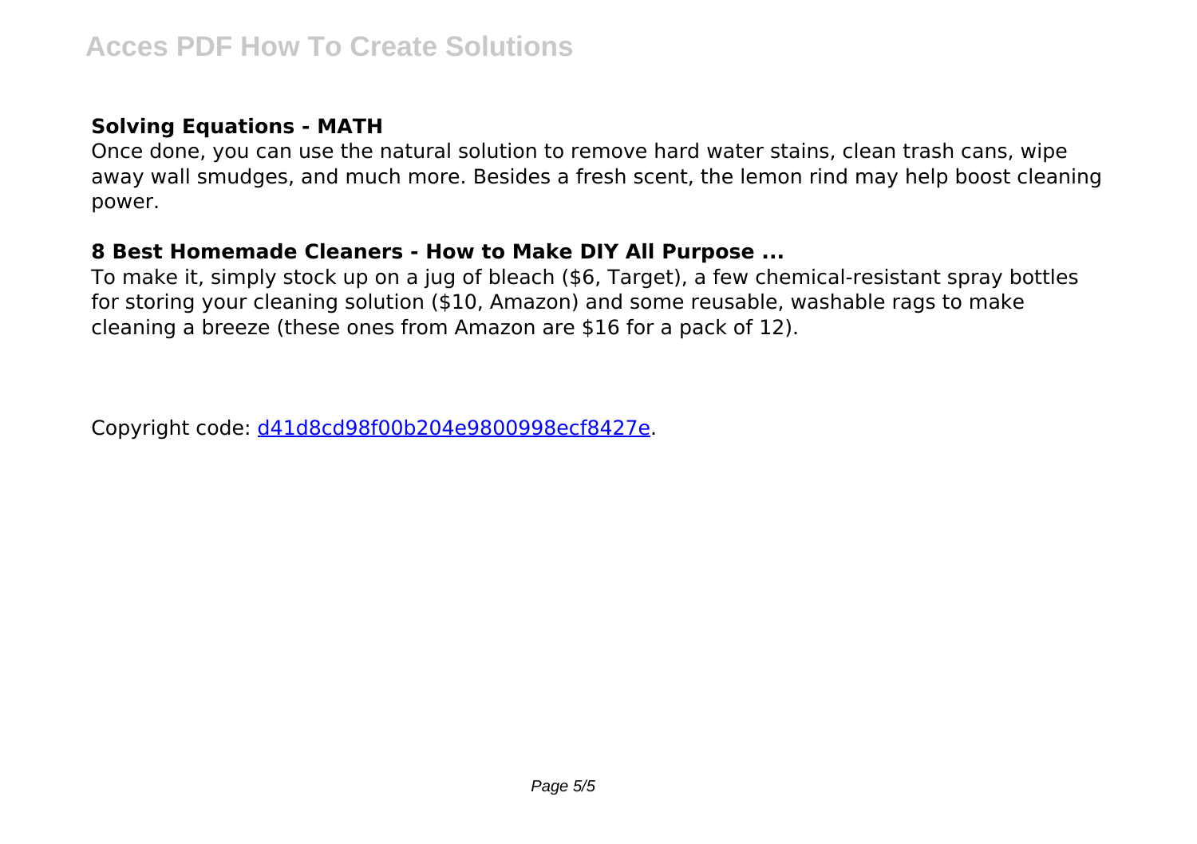**Solving Equations - MATH**

Once done, you can use the natural solution to remove hard water stains, clean trash cans, wipe away wall smudges, and much more. Besides a fresh scent, the lemon rind may help boost cleaning power.

**8 Best Homemade Cleaners - How to Make DIY All Purpose ...**

To make it, simply stock up on a jug of bleach ($6, Target), a few chemical-resistant spray bottles for storing your cleaning solution ($10, Amazon) and some reusable, washable rags to make cleaning a breeze (these ones from Amazon are $16 for a pack of 12).

Copyright code: d41d8cd98f00b204e9800998ecf8427e.